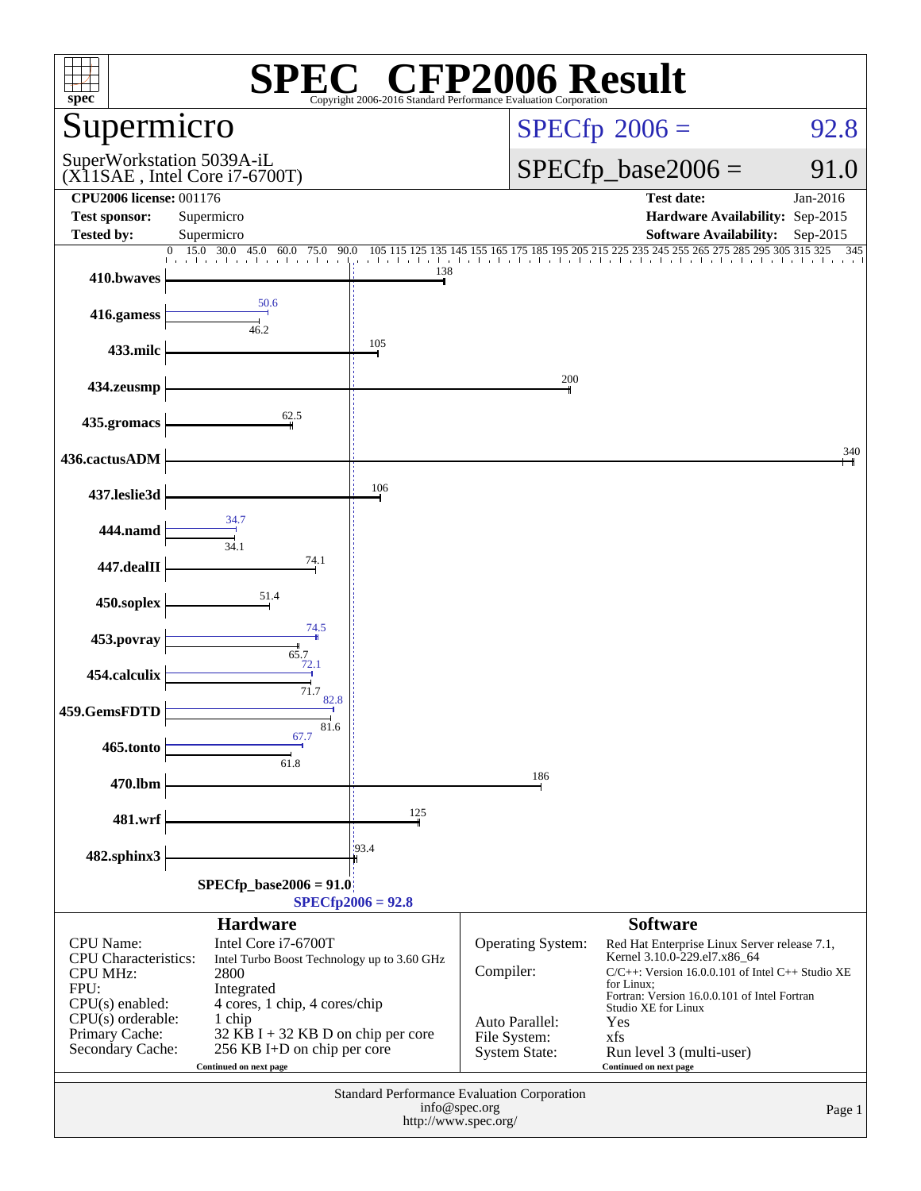# SPEC CFP2006 Result

Copyright 2006-2016 Standard Performance Evaluation Corporation

## Supermicro

SuperWorkstation 5039A-iL
(X11SAE , Intel Core i7-6700T)

**SPECfp 2006 = 92.8**

**SPECfp_base2006 = 91.0**

| | | | |
|---|---|---|---|
| **CPU2006 license:** | 001176 | **Test date:** | Jan-2016 |
| **Test sponsor:** | Supermicro | **Hardware Availability:** | Sep-2015 |
| **Tested by:** | Supermicro | **Software Availability:** | Sep-2015 |

| Benchmark | Base | Peak |
|---|---|---|
| 410.bwaves | 138 | |
| 416.gamess | 46.2 | 50.6 |
| 433.milc | 105 | |
| 434.zeusmp | 200 | |
| 435.gromacs | 62.5 | |
| 436.cactusADM | 340 | |
| 437.leslie3d | 106 | |
| 444.namd | 34.1 | 34.7 |
| 447.dealII | 74.1 | |
| 450.soplex | 51.4 | |
| 453.povray | 65.7 | 74.5 |
| 454.calculix | 71.7 | 72.1 |
| 459.GemsFDTD | 81.6 | 82.8 |
| 465.tonto | 61.8 | 67.7 |
| 470.lbm | 186 | |
| 481.wrf | 125 | |
| 482.sphinx3 | 93.4 | |

SPECfp_base2006 = 91.0
SPECfp2006 = 92.8

### Hardware

| | |
|---|---|
| CPU Name: | Intel Core i7-6700T |
| CPU Characteristics: | Intel Turbo Boost Technology up to 3.60 GHz |
| CPU MHz: | 2800 |
| FPU: | Integrated |
| CPU(s) enabled: | 4 cores, 1 chip, 4 cores/chip |
| CPU(s) orderable: | 1 chip |
| Primary Cache: | 32 KB I + 32 KB D on chip per core |
| Secondary Cache: | 256 KB I+D on chip per core |

Continued on next page

### Software

| | |
|---|---|
| Operating System: | Red Hat Enterprise Linux Server release 7.1, Kernel 3.10.0-229.el7.x86_64 |
| Compiler: | C/C++: Version 16.0.0.101 of Intel C++ Studio XE for Linux; Fortran: Version 16.0.0.101 of Intel Fortran Studio XE for Linux |
| Auto Parallel: | Yes |
| File System: | xfs |
| System State: | Run level 3 (multi-user) |

Continued on next page

Standard Performance Evaluation Corporation
info@spec.org
http://www.spec.org/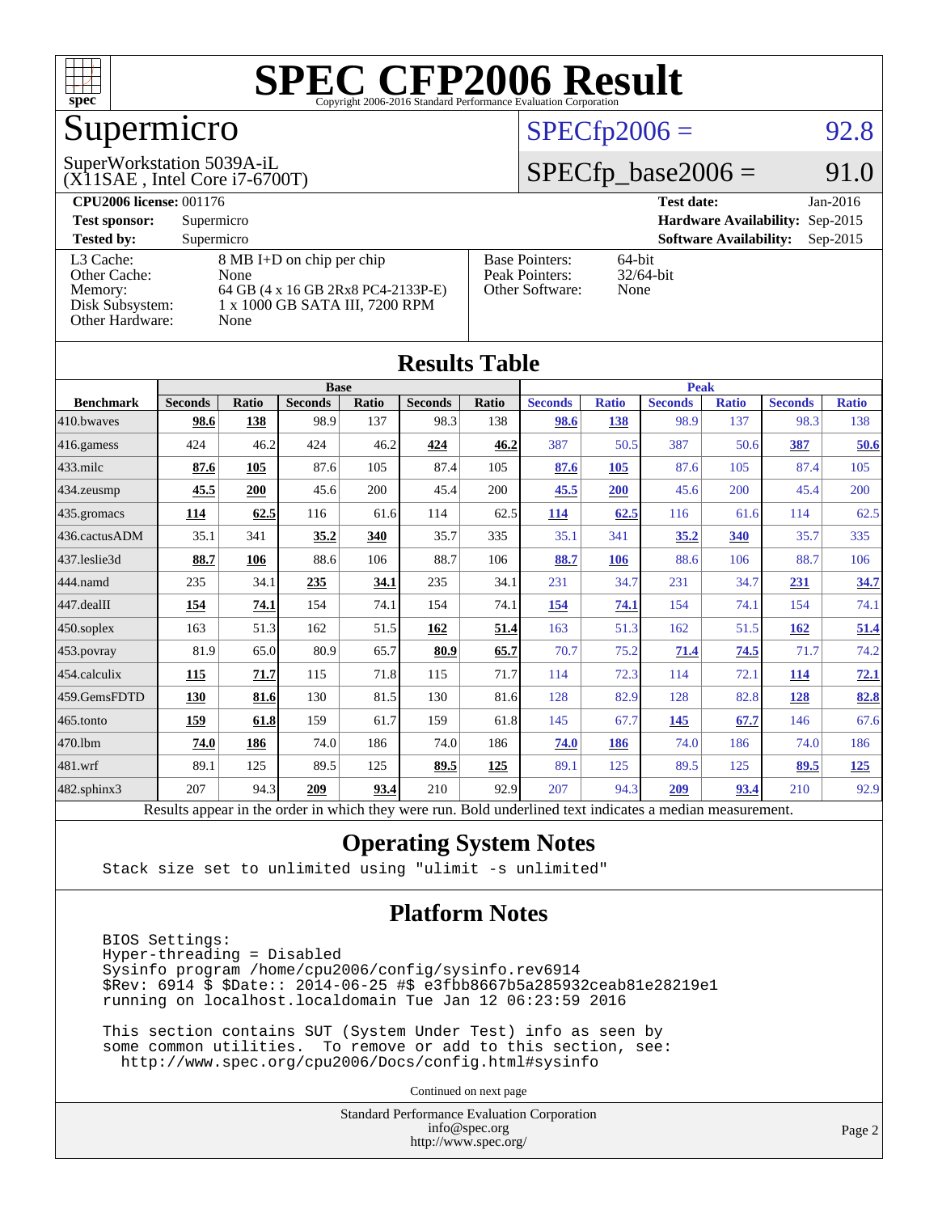# SPEC CFP2006 Result

Copyright 2006-2016 Standard Performance Evaluation Corporation

## Supermicro

SuperWorkstation 5039A-iL
(X11SAE , Intel Core i7-6700T)

SPECfp2006 = 92.8

SPECfp_base2006 = 91.0

| | | | |
|---|---|---|---|
| **CPU2006 license:** 001176 | | **Test date:** | Jan-2016 |
| **Test sponsor:** | Supermicro | **Hardware Availability:** | Sep-2015 |
| **Tested by:** | Supermicro | **Software Availability:** | Sep-2015 |

| | |
|---|---|
| L3 Cache: | 8 MB I+D on chip per chip |
| Other Cache: | None |
| Memory: | 64 GB (4 x 16 GB 2Rx8 PC4-2133P-E) |
| Disk Subsystem: | 1 x 1000 GB SATA III, 7200 RPM |
| Other Hardware: | None |

| | |
|---|---|
| Base Pointers: | 64-bit |
| Peak Pointers: | 32/64-bit |
| Other Software: | None |

## Results Table

| Benchmark | Base | | | | | | Peak | | | | | |
|---|---|---|---|---|---|---|---|---|---|---|---|---|
| | Seconds | Ratio | Seconds | Ratio | Seconds | Ratio | Seconds | Ratio | Seconds | Ratio | Seconds | Ratio |
| 410.bwaves | **98.6** | **138** | 98.9 | 137 | 98.3 | 138 | **98.6** | **138** | 98.9 | 137 | 98.3 | 138 |
| 416.gamess | 424 | 46.2 | 424 | 46.2 | **424** | **46.2** | 387 | 50.5 | 387 | 50.6 | **387** | **50.6** |
| 433.milc | **87.6** | **105** | 87.6 | 105 | 87.4 | 105 | **87.6** | **105** | 87.6 | 105 | 87.4 | 105 |
| 434.zeusmp | **45.5** | **200** | 45.6 | 200 | 45.4 | 200 | **45.5** | **200** | 45.6 | 200 | 45.4 | 200 |
| 435.gromacs | **114** | **62.5** | 116 | 61.6 | 114 | 62.5 | **114** | **62.5** | 116 | 61.6 | 114 | 62.5 |
| 436.cactusADM | 35.1 | 341 | **35.2** | **340** | 35.7 | 335 | 35.1 | 341 | **35.2** | **340** | 35.7 | 335 |
| 437.leslie3d | **88.7** | **106** | 88.6 | 106 | 88.7 | 106 | **88.7** | **106** | 88.6 | 106 | 88.7 | 106 |
| 444.namd | 235 | 34.1 | **235** | **34.1** | 235 | 34.1 | 231 | 34.7 | 231 | 34.7 | **231** | **34.7** |
| 447.dealII | **154** | **74.1** | 154 | 74.1 | 154 | 74.1 | **154** | **74.1** | 154 | 74.1 | 154 | 74.1 |
| 450.soplex | 163 | 51.3 | 162 | 51.5 | **162** | **51.4** | 163 | 51.3 | 162 | 51.5 | **162** | **51.4** |
| 453.povray | 81.9 | 65.0 | 80.9 | 65.7 | **80.9** | **65.7** | 70.7 | 75.2 | **71.4** | **74.5** | 71.7 | 74.2 |
| 454.calculix | **115** | **71.7** | 115 | 71.8 | 115 | 71.7 | 114 | 72.3 | 114 | 72.1 | **114** | **72.1** |
| 459.GemsFDTD | **130** | **81.6** | 130 | 81.5 | 130 | 81.6 | 128 | 82.9 | 128 | 82.8 | **128** | **82.8** |
| 465.tonto | **159** | **61.8** | 159 | 61.7 | 159 | 61.8 | 145 | 67.7 | **145** | **67.7** | 146 | 67.6 |
| 470.lbm | **74.0** | **186** | 74.0 | 186 | 74.0 | 186 | **74.0** | **186** | 74.0 | 186 | 74.0 | 186 |
| 481.wrf | 89.1 | 125 | 89.5 | 125 | **89.5** | **125** | 89.1 | 125 | 89.5 | 125 | **89.5** | **125** |
| 482.sphinx3 | 207 | 94.3 | **209** | **93.4** | 210 | 92.9 | 207 | 94.3 | **209** | **93.4** | 210 | 92.9 |

Results appear in the order in which they were run. Bold underlined text indicates a median measurement.

## Operating System Notes

```
Stack size set to unlimited using "ulimit -s unlimited"
```

## Platform Notes

```
BIOS Settings:
Hyper-threading = Disabled
Sysinfo program /home/cpu2006/config/sysinfo.rev6914
$Rev: 6914 $ $Date:: 2014-06-25 #$ e3fbb8667b5a285932ceab81e28219e1
running on localhost.localdomain Tue Jan 12 06:23:59 2016

This section contains SUT (System Under Test) info as seen by
some common utilities.  To remove or add to this section, see:
  http://www.spec.org/cpu2006/Docs/config.html#sysinfo
```

Continued on next page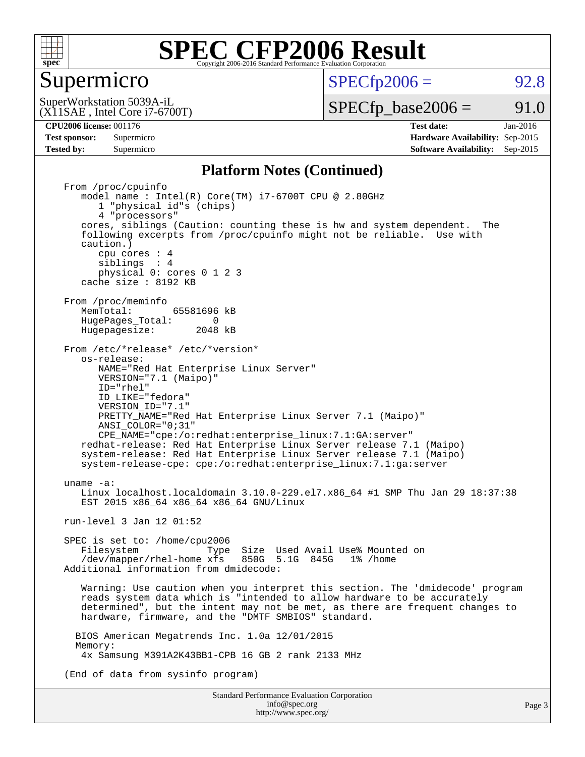# SPEC CFP2006 Result

Copyright 2006-2016 Standard Performance Evaluation Corporation

## Supermicro

SuperWorkstation 5039A-iL
(X11SAE , Intel Core i7-6700T)

SPECfp2006 = 92.8

SPECfp_base2006 = 91.0

| | | | |
|---|---|---|---|
| **CPU2006 license:** 001176 | | **Test date:** | Jan-2016 |
| **Test sponsor:** | Supermicro | **Hardware Availability:** | Sep-2015 |
| **Tested by:** | Supermicro | **Software Availability:** | Sep-2015 |

### Platform Notes (Continued)

```
From /proc/cpuinfo
   model name : Intel(R) Core(TM) i7-6700T CPU @ 2.80GHz
      1 "physical id"s (chips)
      4 "processors"
   cores, siblings (Caution: counting these is hw and system dependent.  The
   following excerpts from /proc/cpuinfo might not be reliable.  Use with
   caution.)
      cpu cores : 4
      siblings  : 4
      physical 0: cores 0 1 2 3
   cache size : 8192 KB

From /proc/meminfo
   MemTotal:       65581696 kB
   HugePages_Total:       0
   Hugepagesize:       2048 kB

From /etc/*release* /etc/*version*
   os-release:
      NAME="Red Hat Enterprise Linux Server"
      VERSION="7.1 (Maipo)"
      ID="rhel"
      ID_LIKE="fedora"
      VERSION_ID="7.1"
      PRETTY_NAME="Red Hat Enterprise Linux Server 7.1 (Maipo)"
      ANSI_COLOR="0;31"
      CPE_NAME="cpe:/o:redhat:enterprise_linux:7.1:GA:server"
   redhat-release: Red Hat Enterprise Linux Server release 7.1 (Maipo)
   system-release: Red Hat Enterprise Linux Server release 7.1 (Maipo)
   system-release-cpe: cpe:/o:redhat:enterprise_linux:7.1:ga:server

uname -a:
   Linux localhost.localdomain 3.10.0-229.el7.x86_64 #1 SMP Thu Jan 29 18:37:38
   EST 2015 x86_64 x86_64 x86_64 GNU/Linux

run-level 3 Jan 12 01:52

SPEC is set to: /home/cpu2006
   Filesystem            Type  Size  Used Avail Use% Mounted on
   /dev/mapper/rhel-home xfs   850G  5.1G  845G   1% /home
Additional information from dmidecode:

   Warning: Use caution when you interpret this section. The 'dmidecode' program
   reads system data which is "intended to allow hardware to be accurately
   determined", but the intent may not be met, as there are frequent changes to
   hardware, firmware, and the "DMTF SMBIOS" standard.

  BIOS American Megatrends Inc. 1.0a 12/01/2015
  Memory:
   4x Samsung M391A2K43BB1-CPB 16 GB 2 rank 2133 MHz

(End of data from sysinfo program)
```

Standard Performance Evaluation Corporation
info@spec.org
http://www.spec.org/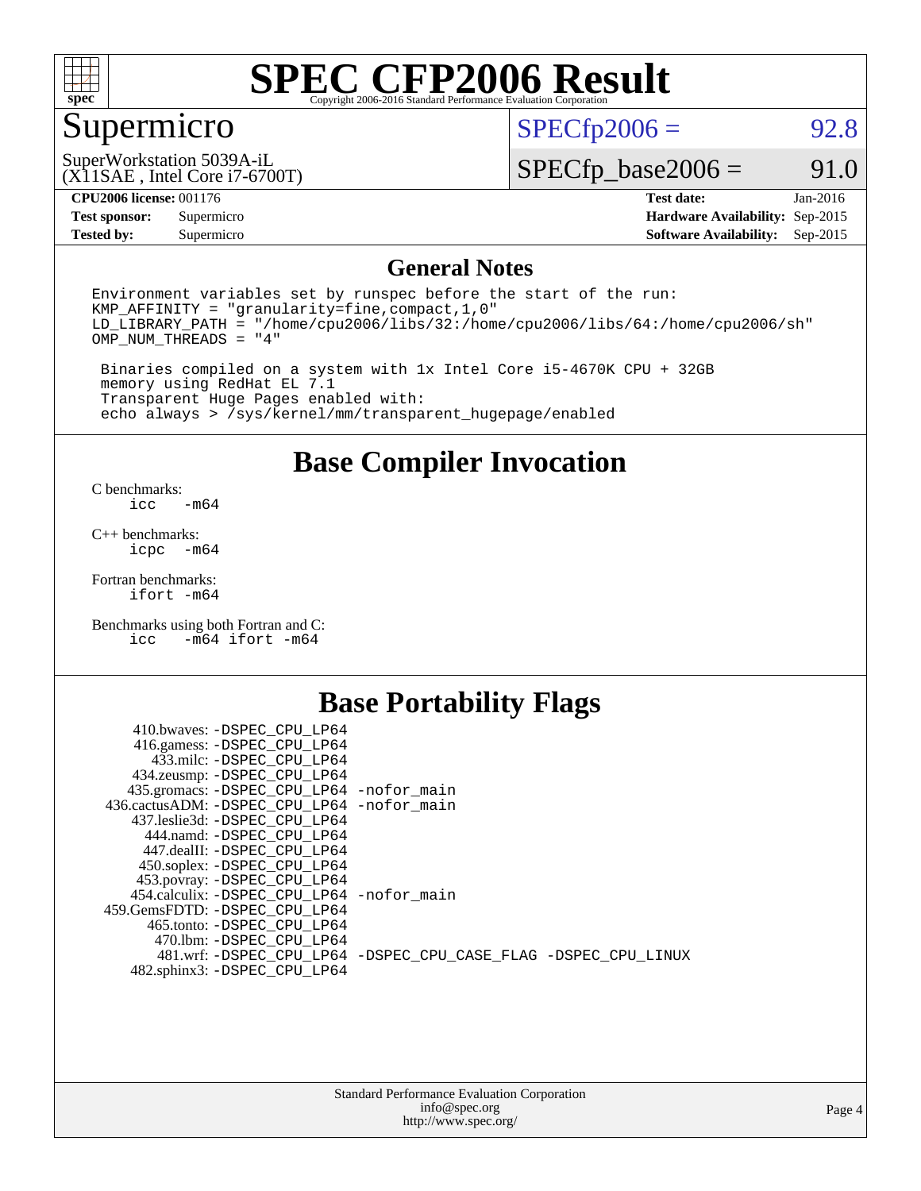# SPEC CFP2006 Result

Copyright 2006-2016 Standard Performance Evaluation Corporation

## Supermicro

SuperWorkstation 5039A-iL
(X11SAE , Intel Core i7-6700T)

SPECfp2006 = 92.8

SPECfp_base2006 = 91.0

| | | | |
|---|---|---|---|
| **CPU2006 license:** 001176 | | **Test date:** | Jan-2016 |
| **Test sponsor:** | Supermicro | **Hardware Availability:** | Sep-2015 |
| **Tested by:** | Supermicro | **Software Availability:** | Sep-2015 |

### General Notes

```
Environment variables set by runspec before the start of the run:
KMP_AFFINITY = "granularity=fine,compact,1,0"
LD_LIBRARY_PATH = "/home/cpu2006/libs/32:/home/cpu2006/libs/64:/home/cpu2006/sh"
OMP_NUM_THREADS = "4"

 Binaries compiled on a system with 1x Intel Core i5-4670K CPU + 32GB
 memory using RedHat EL 7.1
 Transparent Huge Pages enabled with:
 echo always > /sys/kernel/mm/transparent_hugepage/enabled
```

## Base Compiler Invocation

C benchmarks:
`icc -m64`

C++ benchmarks:
`icpc -m64`

Fortran benchmarks:
`ifort -m64`

Benchmarks using both Fortran and C:
`icc -m64 ifort -m64`

## Base Portability Flags

```
     410.bwaves: -DSPEC_CPU_LP64
     416.gamess: -DSPEC_CPU_LP64
       433.milc: -DSPEC_CPU_LP64
     434.zeusmp: -DSPEC_CPU_LP64
    435.gromacs: -DSPEC_CPU_LP64 -nofor_main
 436.cactusADM: -DSPEC_CPU_LP64 -nofor_main
    437.leslie3d: -DSPEC_CPU_LP64
      444.namd: -DSPEC_CPU_LP64
     447.dealII: -DSPEC_CPU_LP64
    450.soplex: -DSPEC_CPU_LP64
    453.povray: -DSPEC_CPU_LP64
   454.calculix: -DSPEC_CPU_LP64 -nofor_main
 459.GemsFDTD: -DSPEC_CPU_LP64
      465.tonto: -DSPEC_CPU_LP64
       470.lbm: -DSPEC_CPU_LP64
       481.wrf: -DSPEC_CPU_LP64 -DSPEC_CPU_CASE_FLAG -DSPEC_CPU_LINUX
   482.sphinx3: -DSPEC_CPU_LP64
```

Standard Performance Evaluation Corporation
info@spec.org
http://www.spec.org/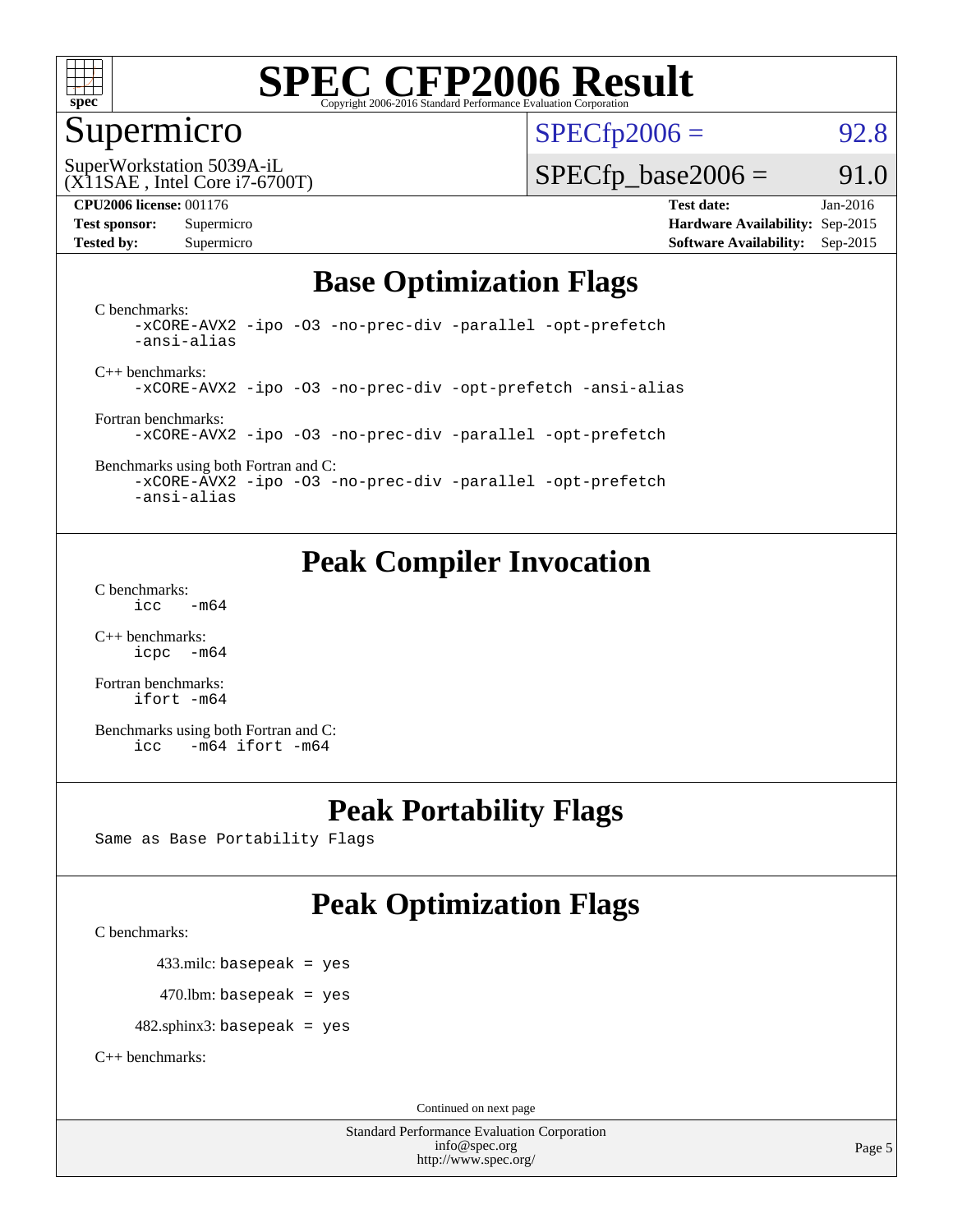# SPEC CFP2006 Result

Copyright 2006-2016 Standard Performance Evaluation Corporation

## Supermicro

SuperWorkstation 5039A-iL
(X11SAE , Intel Core i7-6700T)

SPECfp2006 = 92.8

SPECfp_base2006 = 91.0

**CPU2006 license:** 001176
**Test sponsor:** Supermicro
**Tested by:** Supermicro

**Test date:** Jan-2016
**Hardware Availability:** Sep-2015
**Software Availability:** Sep-2015

## Base Optimization Flags

C benchmarks:

```
-xCORE-AVX2 -ipo -O3 -no-prec-div -parallel -opt-prefetch
-ansi-alias
```

C++ benchmarks:

```
-xCORE-AVX2 -ipo -O3 -no-prec-div -opt-prefetch -ansi-alias
```

Fortran benchmarks:

```
-xCORE-AVX2 -ipo -O3 -no-prec-div -parallel -opt-prefetch
```

Benchmarks using both Fortran and C:

```
-xCORE-AVX2 -ipo -O3 -no-prec-div -parallel -opt-prefetch
-ansi-alias
```

## Peak Compiler Invocation

C benchmarks:

```
icc   -m64
```

C++ benchmarks:

```
icpc  -m64
```

Fortran benchmarks:

```
ifort -m64
```

Benchmarks using both Fortran and C:

```
icc   -m64 ifort -m64
```

## Peak Portability Flags

Same as Base Portability Flags

## Peak Optimization Flags

C benchmarks:

433.milc: basepeak = yes

470.lbm: basepeak = yes

482.sphinx3: basepeak = yes

C++ benchmarks:

Continued on next page

Standard Performance Evaluation Corporation
info@spec.org
http://www.spec.org/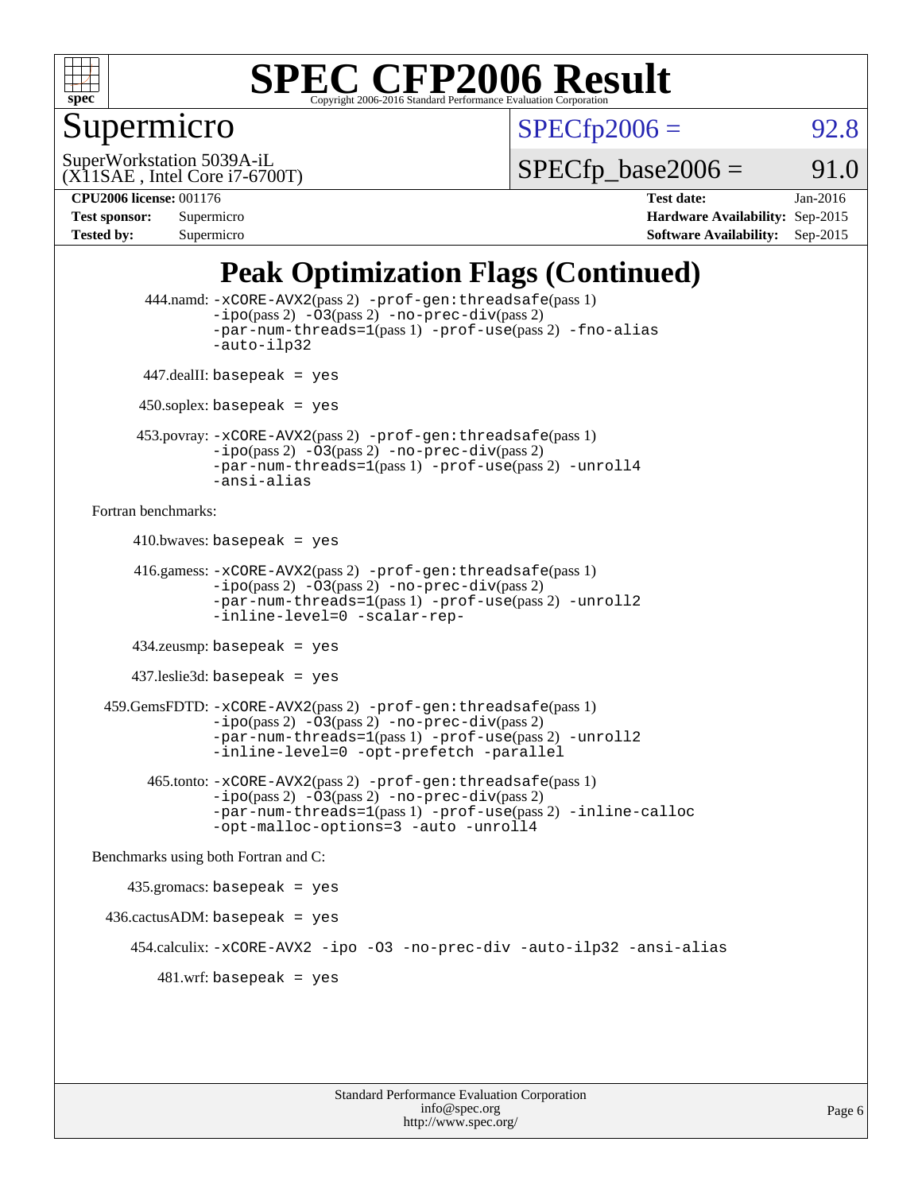# Supermicro

SuperWorkstation 5039A-iL
(X11SAE , Intel Core i7-6700T)

SPECfp2006 = 92.8

SPECfp_base2006 = 91.0

| **CPU2006 license:** 001176 | | **Test date:** | Jan-2016 |
|---|---|---|---|
| **Test sponsor:** | Supermicro | **Hardware Availability:** | Sep-2015 |
| **Tested by:** | Supermicro | **Software Availability:** | Sep-2015 |

## Peak Optimization Flags (Continued)

444.namd: -xCORE-AVX2(pass 2) -prof-gen:threadsafe(pass 1) -ipo(pass 2) -O3(pass 2) -no-prec-div(pass 2) -par-num-threads=1(pass 1) -prof-use(pass 2) -fno-alias -auto-ilp32

447.dealII: basepeak = yes

450.soplex: basepeak = yes

453.povray: -xCORE-AVX2(pass 2) -prof-gen:threadsafe(pass 1) -ipo(pass 2) -O3(pass 2) -no-prec-div(pass 2) -par-num-threads=1(pass 1) -prof-use(pass 2) -unroll4 -ansi-alias

Fortran benchmarks:

410.bwaves: basepeak = yes

416.gamess: -xCORE-AVX2(pass 2) -prof-gen:threadsafe(pass 1) -ipo(pass 2) -O3(pass 2) -no-prec-div(pass 2) -par-num-threads=1(pass 1) -prof-use(pass 2) -unroll2 -inline-level=0 -scalar-rep-

434.zeusmp: basepeak = yes

437.leslie3d: basepeak = yes

459.GemsFDTD: -xCORE-AVX2(pass 2) -prof-gen:threadsafe(pass 1) -ipo(pass 2) -O3(pass 2) -no-prec-div(pass 2) -par-num-threads=1(pass 1) -prof-use(pass 2) -unroll2 -inline-level=0 -opt-prefetch -parallel

465.tonto: -xCORE-AVX2(pass 2) -prof-gen:threadsafe(pass 1) -ipo(pass 2) -O3(pass 2) -no-prec-div(pass 2) -par-num-threads=1(pass 1) -prof-use(pass 2) -inline-calloc -opt-malloc-options=3 -auto -unroll4

Benchmarks using both Fortran and C:

435.gromacs: basepeak = yes

436.cactusADM: basepeak = yes

454.calculix: -xCORE-AVX2 -ipo -O3 -no-prec-div -auto-ilp32 -ansi-alias

481.wrf: basepeak = yes

Standard Performance Evaluation Corporation
info@spec.org
http://www.spec.org/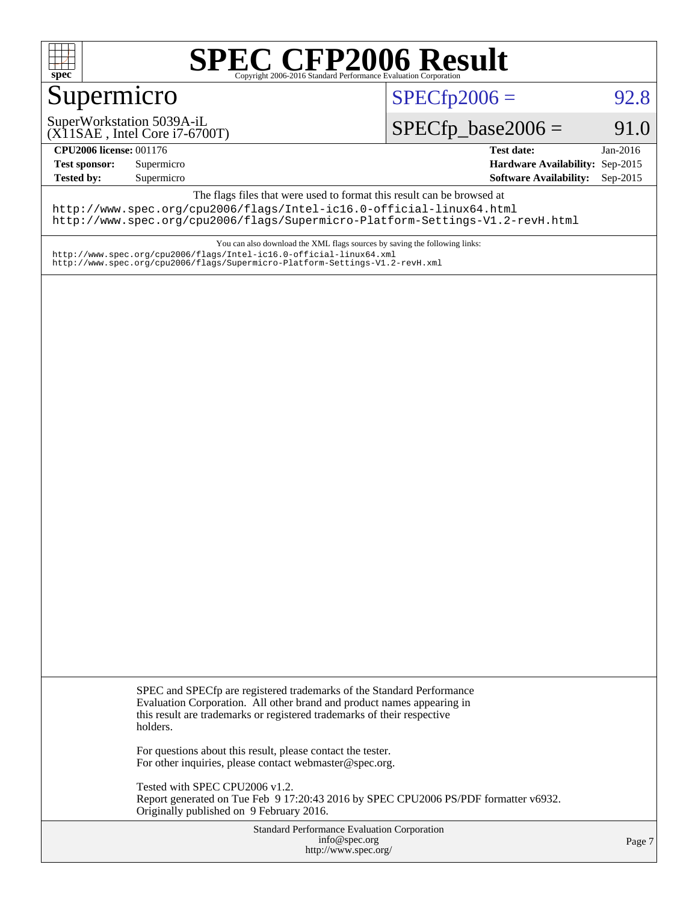# SPEC CFP2006 Result

Copyright 2006-2016 Standard Performance Evaluation Corporation

## Supermicro

SuperWorkstation 5039A-iL
(X11SAE , Intel Core i7-6700T)

SPECfp2006 = 92.8

SPECfp_base2006 = 91.0

| | | | |
|---|---|---|---|
| **CPU2006 license:** 001176 | | **Test date:** | Jan-2016 |
| **Test sponsor:** | Supermicro | **Hardware Availability:** | Sep-2015 |
| **Tested by:** | Supermicro | **Software Availability:** | Sep-2015 |

The flags files that were used to format this result can be browsed at

http://www.spec.org/cpu2006/flags/Intel-ic16.0-official-linux64.html
http://www.spec.org/cpu2006/flags/Supermicro-Platform-Settings-V1.2-revH.html

You can also download the XML flags sources by saving the following links:

http://www.spec.org/cpu2006/flags/Intel-ic16.0-official-linux64.xml
http://www.spec.org/cpu2006/flags/Supermicro-Platform-Settings-V1.2-revH.xml

SPEC and SPECfp are registered trademarks of the Standard Performance Evaluation Corporation. All other brand and product names appearing in this result are trademarks or registered trademarks of their respective holders.

For questions about this result, please contact the tester.
For other inquiries, please contact webmaster@spec.org.

Tested with SPEC CPU2006 v1.2.
Report generated on Tue Feb 9 17:20:43 2016 by SPEC CPU2006 PS/PDF formatter v6932.
Originally published on 9 February 2016.

Standard Performance Evaluation Corporation
info@spec.org
http://www.spec.org/